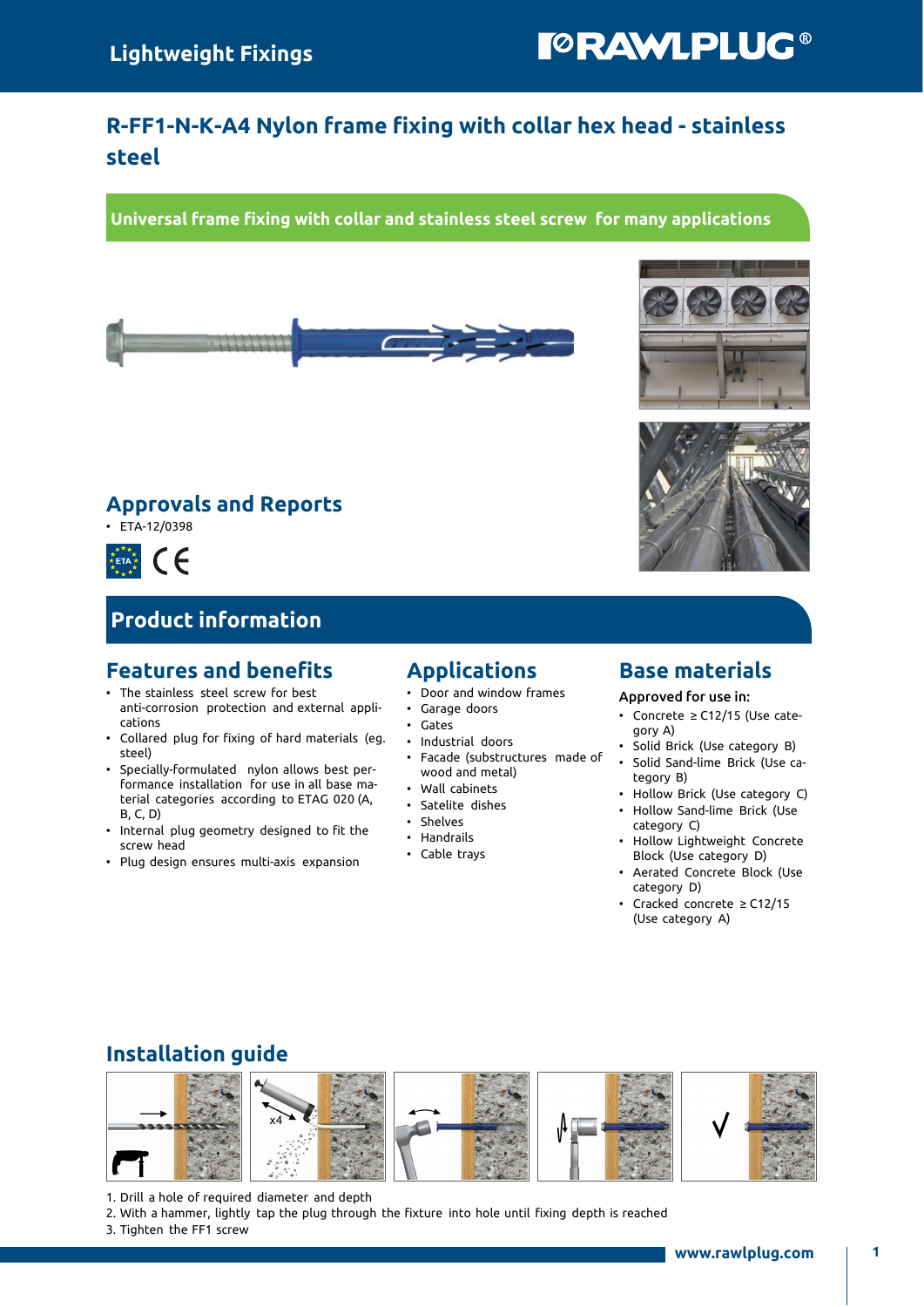Lightweight Fixings

# R-FF1-N-K-A4 Nylon frame fixing with collar hex head - stainless steel

**Universal frame fixing with collar and stainless steel screw for many applications**

## Approvals and Reports

- ETA-12/0398

## Product information

### Features and benefits

- The stainless steel screw for best anti-corrosion protection and external applications
- Collared plug for fixing of hard materials (eg. steel)
- Specially-formulated nylon allows best performance installation for use in all base material categories according to ETAG 020 (A, B, C, D)
- Internal plug geometry designed to fit the screw head
- Plug design ensures multi-axis expansion

### Applications

- Door and window frames
- Garage doors
- Gates
- Industrial doors
- Facade (substructures made of wood and metal)
- Wall cabinets
- Satelite dishes
- Shelves
- Handrails
- Cable trays

### Base materials

Approved for use in:

- Concrete ≥ C12/15 (Use category A)
- Solid Brick (Use category B)
- Solid Sand-lime Brick (Use category B)
- Hollow Brick (Use category C)
- Hollow Sand-lime Brick (Use category C)
- Hollow Lightweight Concrete Block (Use category D)
- Aerated Concrete Block (Use category D)
- Cracked concrete ≥ C12/15 (Use category A)

## Installation guide

1. Drill a hole of required diameter and depth
2. With a hammer, lightly tap the plug through the fixture into hole until fixing depth is reached
3. Tighten the FF1 screw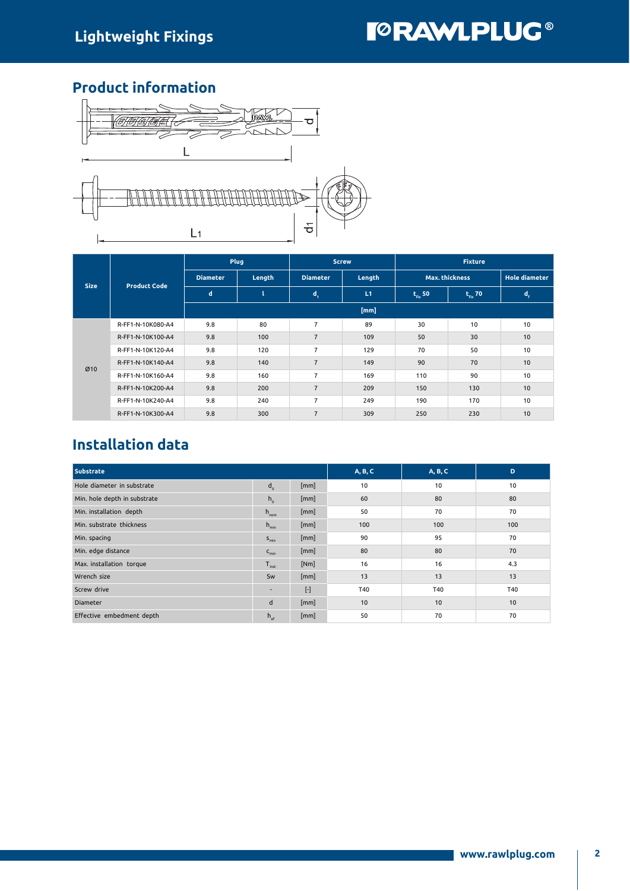## Product information

| Size | Product Code | Plug | | Screw | | Fixture | | |
|---|---|---|---|---|---|---|---|---|
| | | Diameter | Length | Diameter | Length | Max. thickness | | Hole diameter |
| | | d | l | $d_1$ | L1 | $t_{fix}$ 50 | $t_{fix}$ 70 | $d_f$ |
| | | [mm] | | | | | | |
| Ø10 | R-FF1-N-10K080-A4 | 9.8 | 80 | 7 | 89 | 30 | 10 | 10 |
| | R-FF1-N-10K100-A4 | 9.8 | 100 | 7 | 109 | 50 | 30 | 10 |
| | R-FF1-N-10K120-A4 | 9.8 | 120 | 7 | 129 | 70 | 50 | 10 |
| | R-FF1-N-10K140-A4 | 9.8 | 140 | 7 | 149 | 90 | 70 | 10 |
| | R-FF1-N-10K160-A4 | 9.8 | 160 | 7 | 169 | 110 | 90 | 10 |
| | R-FF1-N-10K200-A4 | 9.8 | 200 | 7 | 209 | 150 | 130 | 10 |
| | R-FF1-N-10K240-A4 | 9.8 | 240 | 7 | 249 | 190 | 170 | 10 |
| | R-FF1-N-10K300-A4 | 9.8 | 300 | 7 | 309 | 250 | 230 | 10 |

## Installation data

| Substrate | | | A, B, C | A, B, C | D |
|---|---|---|---|---|---|
| Hole diameter in substrate | $d_0$ | [mm] | 10 | 10 | 10 |
| Min. hole depth in substrate | $h_0$ | [mm] | 60 | 80 | 80 |
| Min. installation depth | $h_{nom}$ | [mm] | 50 | 70 | 70 |
| Min. substrate thickness | $h_{min}$ | [mm] | 100 | 100 | 100 |
| Min. spacing | $s_{min}$ | [mm] | 90 | 95 | 70 |
| Min. edge distance | $c_{min}$ | [mm] | 80 | 80 | 70 |
| Max. installation torque | $T_{inst}$ | [Nm] | 16 | 16 | 4.3 |
| Wrench size | Sw | [mm] | 13 | 13 | 13 |
| Screw drive | - | [-] | T40 | T40 | T40 |
| Diameter | d | [mm] | 10 | 10 | 10 |
| Effective embedment depth | $h_{ef}$ | [mm] | 50 | 70 | 70 |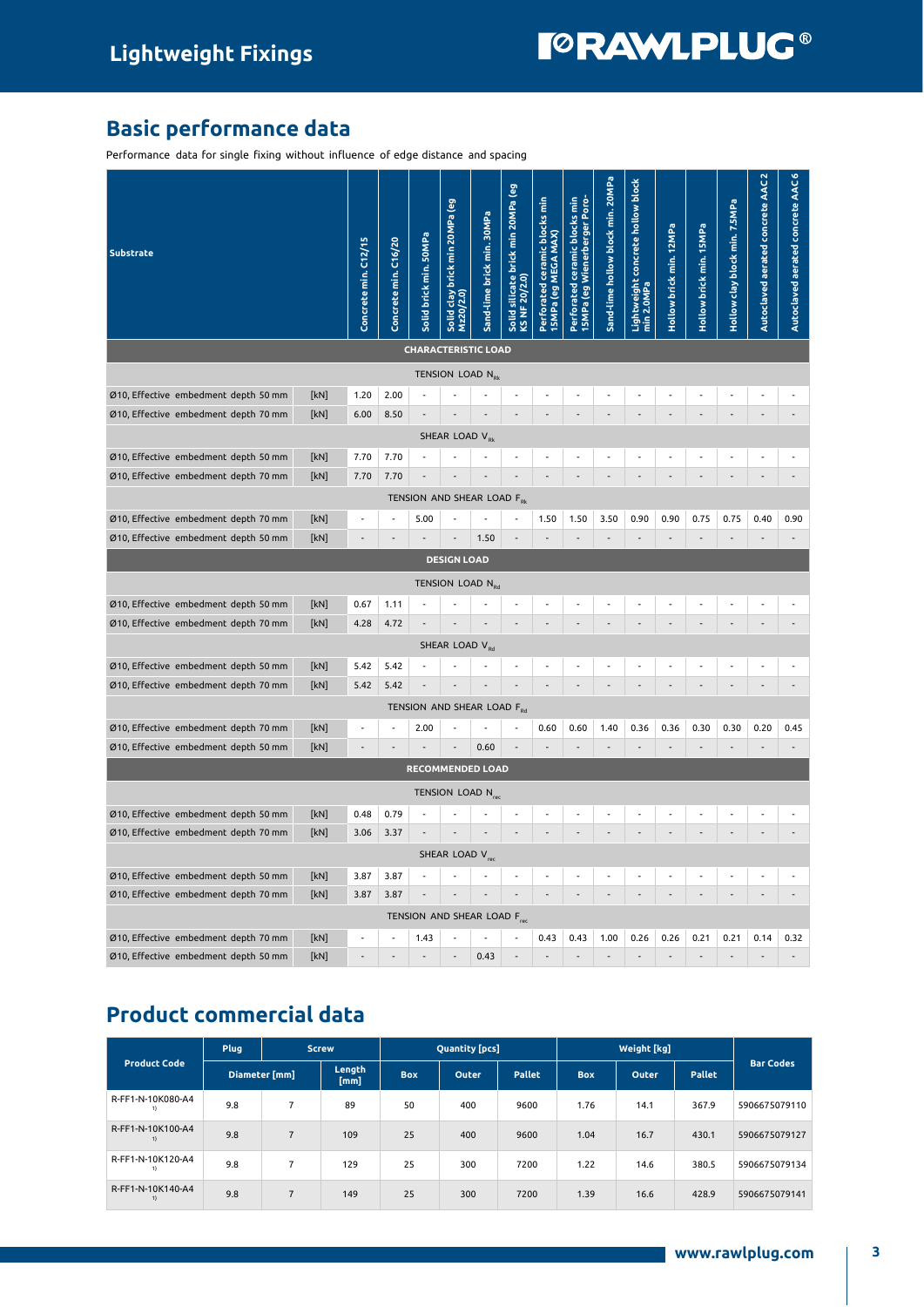## Basic performance data

Performance data for single fixing without influence of edge distance and spacing

| Substrate | | Concrete min. C12/15 | Concrete min. C16/20 | Solid brick min. 50MPa | Solid clay brick min 20MPa (eg Mz20/2,0) | Sand-lime brick min. 30MPa | Solid silicate brick min 20MPa (eg KS NF 20/2,0) | Perforated ceramic blocks min 15MPa (eg MEGA MAX) | Perforated ceramic blocks min 15MPa (eg Wienerberger Poro- | Sand-lime hollow block min. 20MPa | Lightweight concrete hollow block min 2.0MPa | Hollow brick min. 12MPa | Hollow brick min. 15MPa | Hollow clay block min. 7.5MPa | Autoclaved aerated concrete AAC 2 | Autoclaved aerated concrete AAC 6 |
|---|---|---|---|---|---|---|---|---|---|---|---|---|---|---|---|---|
| **CHARACTERISTIC LOAD** | | | | | | | | | | | | | | | | |
| TENSION LOAD $N_{Rk}$ | | | | | | | | | | | | | | | | |
| Ø10, Effective embedment depth 50 mm | [kN] | 1.20 | 2.00 | - | - | - | - | - | - | - | - | - | - | - | - | - |
| Ø10, Effective embedment depth 70 mm | [kN] | 6.00 | 8.50 | - | - | - | - | - | - | - | - | - | - | - | - | - |
| SHEAR LOAD $V_{Rk}$ | | | | | | | | | | | | | | | | |
| Ø10, Effective embedment depth 50 mm | [kN] | 7.70 | 7.70 | - | - | - | - | - | - | - | - | - | - | - | - | - |
| Ø10, Effective embedment depth 70 mm | [kN] | 7.70 | 7.70 | - | - | - | - | - | - | - | - | - | - | - | - | - |
| TENSION AND SHEAR LOAD $F_{Rk}$ | | | | | | | | | | | | | | | | |
| Ø10, Effective embedment depth 70 mm | [kN] | - | - | 5.00 | - | - | - | 1.50 | 1.50 | 3.50 | 0.90 | 0.90 | 0.75 | 0.75 | 0.40 | 0.90 |
| Ø10, Effective embedment depth 50 mm | [kN] | - | - | - | - | 1.50 | - | - | - | - | - | - | - | - | - | - |
| **DESIGN LOAD** | | | | | | | | | | | | | | | | |
| TENSION LOAD $N_{Rd}$ | | | | | | | | | | | | | | | | |
| Ø10, Effective embedment depth 50 mm | [kN] | 0.67 | 1.11 | - | - | - | - | - | - | - | - | - | - | - | - | - |
| Ø10, Effective embedment depth 70 mm | [kN] | 4.28 | 4.72 | - | - | - | - | - | - | - | - | - | - | - | - | - |
| SHEAR LOAD $V_{Rd}$ | | | | | | | | | | | | | | | | |
| Ø10, Effective embedment depth 50 mm | [kN] | 5.42 | 5.42 | - | - | - | - | - | - | - | - | - | - | - | - | - |
| Ø10, Effective embedment depth 70 mm | [kN] | 5.42 | 5.42 | - | - | - | - | - | - | - | - | - | - | - | - | - |
| TENSION AND SHEAR LOAD $F_{Rd}$ | | | | | | | | | | | | | | | | |
| Ø10, Effective embedment depth 70 mm | [kN] | - | - | 2.00 | - | - | - | 0.60 | 0.60 | 1.40 | 0.36 | 0.36 | 0.30 | 0.30 | 0.20 | 0.45 |
| Ø10, Effective embedment depth 50 mm | [kN] | - | - | - | - | 0.60 | - | - | - | - | - | - | - | - | - | - |
| **RECOMMENDED LOAD** | | | | | | | | | | | | | | | | |
| TENSION LOAD $N_{rec}$ | | | | | | | | | | | | | | | | |
| Ø10, Effective embedment depth 50 mm | [kN] | 0.48 | 0.79 | - | - | - | - | - | - | - | - | - | - | - | - | - |
| Ø10, Effective embedment depth 70 mm | [kN] | 3.06 | 3.37 | - | - | - | - | - | - | - | - | - | - | - | - | - |
| SHEAR LOAD $V_{rec}$ | | | | | | | | | | | | | | | | |
| Ø10, Effective embedment depth 50 mm | [kN] | 3.87 | 3.87 | - | - | - | - | - | - | - | - | - | - | - | - | - |
| Ø10, Effective embedment depth 70 mm | [kN] | 3.87 | 3.87 | - | - | - | - | - | - | - | - | - | - | - | - | - |
| TENSION AND SHEAR LOAD $F_{rec}$ | | | | | | | | | | | | | | | | |
| Ø10, Effective embedment depth 70 mm | [kN] | - | - | 1.43 | - | - | - | 0.43 | 0.43 | 1.00 | 0.26 | 0.26 | 0.21 | 0.21 | 0.14 | 0.32 |
| Ø10, Effective embedment depth 50 mm | [kN] | - | - | - | - | 0.43 | - | - | - | - | - | - | - | - | - | - |

## Product commercial data

| Product Code | Plug | Screw | | Quantity [pcs] | | | Weight [kg] | | | Bar Codes |
|---|---|---|---|---|---|---|---|---|---|---|
| | Diameter [mm] | | Length [mm] | Box | Outer | Pallet | Box | Outer | Pallet | |
| R-FF1-N-10K080-A4 1) | 9.8 | 7 | 89 | 50 | 400 | 9600 | 1.76 | 14.1 | 367.9 | 5906675079110 |
| R-FF1-N-10K100-A4 1) | 9.8 | 7 | 109 | 25 | 400 | 9600 | 1.04 | 16.7 | 430.1 | 5906675079127 |
| R-FF1-N-10K120-A4 1) | 9.8 | 7 | 129 | 25 | 300 | 7200 | 1.22 | 14.6 | 380.5 | 5906675079134 |
| R-FF1-N-10K140-A4 1) | 9.8 | 7 | 149 | 25 | 300 | 7200 | 1.39 | 16.6 | 428.9 | 5906675079141 |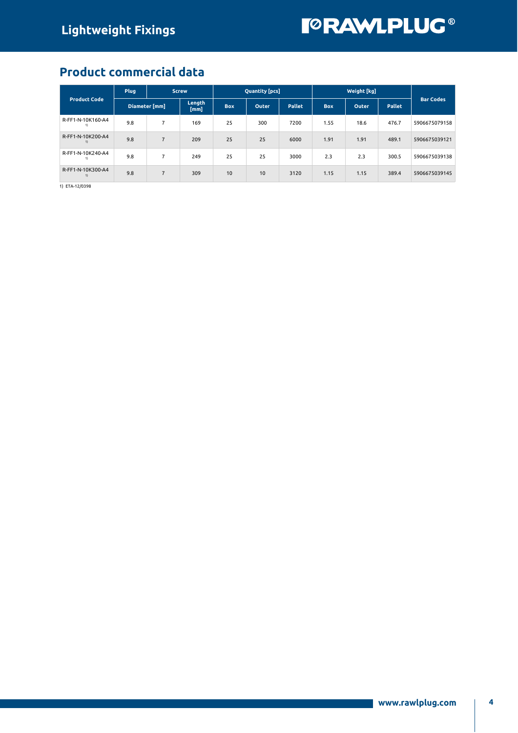## Product commercial data

| Product Code | Plug | Screw | | Quantity [pcs] | | | Weight [kg] | | | Bar Codes |
|---|---|---|---|---|---|---|---|---|---|---|
| | Diameter [mm] | | Length [mm] | Box | Outer | Pallet | Box | Outer | Pallet | |
| R-FF1-N-10K160-A4 1) | 9.8 | 7 | 169 | 25 | 300 | 7200 | 1.55 | 18.6 | 476.7 | 5906675079158 |
| R-FF1-N-10K200-A4 1) | 9.8 | 7 | 209 | 25 | 25 | 6000 | 1.91 | 1.91 | 489.1 | 5906675039121 |
| R-FF1-N-10K240-A4 1) | 9.8 | 7 | 249 | 25 | 25 | 3000 | 2.3 | 2.3 | 300.5 | 5906675039138 |
| R-FF1-N-10K300-A4 1) | 9.8 | 7 | 309 | 10 | 10 | 3120 | 1.15 | 1.15 | 389.4 | 5906675039145 |

1) ETA-12/0398